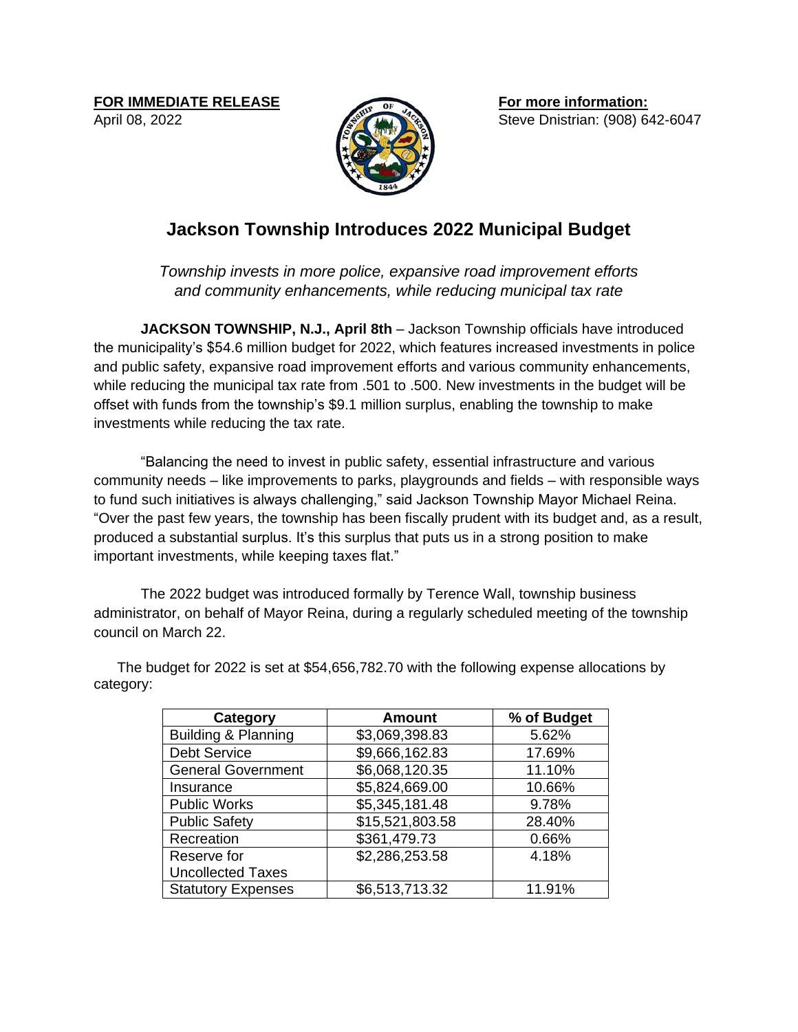**FOR IMMEDIATE RELEASE**
April 08, 2022

**For more information:**
Steve Dnistrian: (908) 642-6047

# Jackson Township Introduces 2022 Municipal Budget

*Township invests in more police, expansive road improvement efforts and community enhancements, while reducing municipal tax rate*

**JACKSON TOWNSHIP, N.J., April 8th** – Jackson Township officials have introduced the municipality's $54.6 million budget for 2022, which features increased investments in police and public safety, expansive road improvement efforts and various community enhancements, while reducing the municipal tax rate from .501 to .500. New investments in the budget will be offset with funds from the township's $9.1 million surplus, enabling the township to make investments while reducing the tax rate.

"Balancing the need to invest in public safety, essential infrastructure and various community needs – like improvements to parks, playgrounds and fields – with responsible ways to fund such initiatives is always challenging," said Jackson Township Mayor Michael Reina. "Over the past few years, the township has been fiscally prudent with its budget and, as a result, produced a substantial surplus. It's this surplus that puts us in a strong position to make important investments, while keeping taxes flat."

The 2022 budget was introduced formally by Terence Wall, township business administrator, on behalf of Mayor Reina, during a regularly scheduled meeting of the township council on March 22.

The budget for 2022 is set at $54,656,782.70 with the following expense allocations by category:

| Category | Amount | % of Budget |
| --- | --- | --- |
| Building & Planning | $3,069,398.83 | 5.62% |
| Debt Service | $9,666,162.83 | 17.69% |
| General Government | $6,068,120.35 | 11.10% |
| Insurance | $5,824,669.00 | 10.66% |
| Public Works | $5,345,181.48 | 9.78% |
| Public Safety | $15,521,803.58 | 28.40% |
| Recreation | $361,479.73 | 0.66% |
| Reserve for Uncollected Taxes | $2,286,253.58 | 4.18% |
| Statutory Expenses | $6,513,713.32 | 11.91% |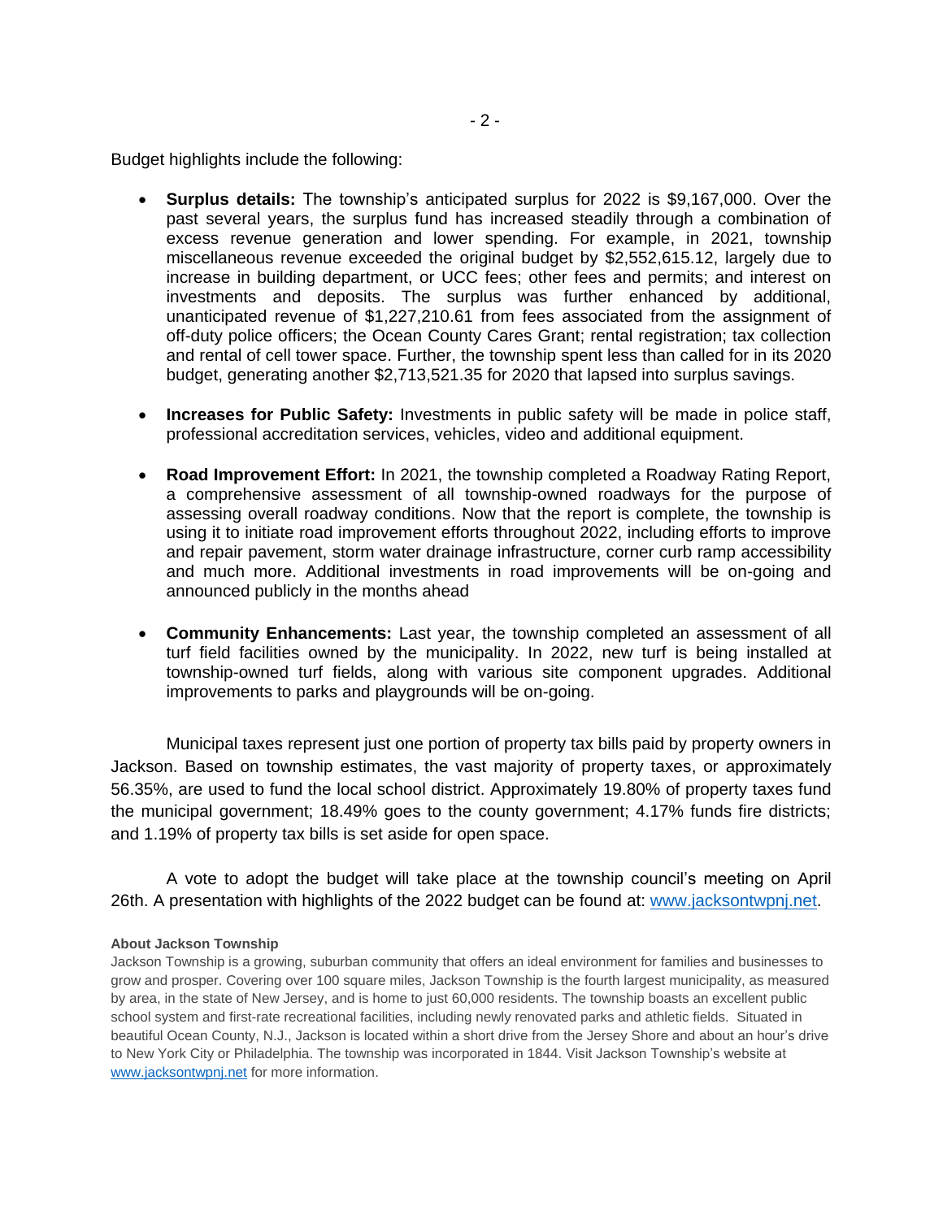Budget highlights include the following:

- **Surplus details:** The township's anticipated surplus for 2022 is $9,167,000. Over the past several years, the surplus fund has increased steadily through a combination of excess revenue generation and lower spending. For example, in 2021, township miscellaneous revenue exceeded the original budget by $2,552,615.12, largely due to increase in building department, or UCC fees; other fees and permits; and interest on investments and deposits. The surplus was further enhanced by additional, unanticipated revenue of $1,227,210.61 from fees associated from the assignment of off-duty police officers; the Ocean County Cares Grant; rental registration; tax collection and rental of cell tower space. Further, the township spent less than called for in its 2020 budget, generating another $2,713,521.35 for 2020 that lapsed into surplus savings.

- **Increases for Public Safety:** Investments in public safety will be made in police staff, professional accreditation services, vehicles, video and additional equipment.

- **Road Improvement Effort:** In 2021, the township completed a Roadway Rating Report, a comprehensive assessment of all township-owned roadways for the purpose of assessing overall roadway conditions. Now that the report is complete, the township is using it to initiate road improvement efforts throughout 2022, including efforts to improve and repair pavement, storm water drainage infrastructure, corner curb ramp accessibility and much more. Additional investments in road improvements will be on-going and announced publicly in the months ahead

- **Community Enhancements:** Last year, the township completed an assessment of all turf field facilities owned by the municipality. In 2022, new turf is being installed at township-owned turf fields, along with various site component upgrades. Additional improvements to parks and playgrounds will be on-going.

Municipal taxes represent just one portion of property tax bills paid by property owners in Jackson. Based on township estimates, the vast majority of property taxes, or approximately 56.35%, are used to fund the local school district. Approximately 19.80% of property taxes fund the municipal government; 18.49% goes to the county government; 4.17% funds fire districts; and 1.19% of property tax bills is set aside for open space.

A vote to adopt the budget will take place at the township council's meeting on April 26th. A presentation with highlights of the 2022 budget can be found at: [www.jacksontwpnj.net](http://www.jacksontwpnj.net).

**About Jackson Township**

Jackson Township is a growing, suburban community that offers an ideal environment for families and businesses to grow and prosper. Covering over 100 square miles, Jackson Township is the fourth largest municipality, as measured by area, in the state of New Jersey, and is home to just 60,000 residents. The township boasts an excellent public school system and first-rate recreational facilities, including newly renovated parks and athletic fields. Situated in beautiful Ocean County, N.J., Jackson is located within a short drive from the Jersey Shore and about an hour's drive to New York City or Philadelphia. The township was incorporated in 1844. Visit Jackson Township's website at [www.jacksontwpnj.net](http://www.jacksontwpnj.net) for more information.